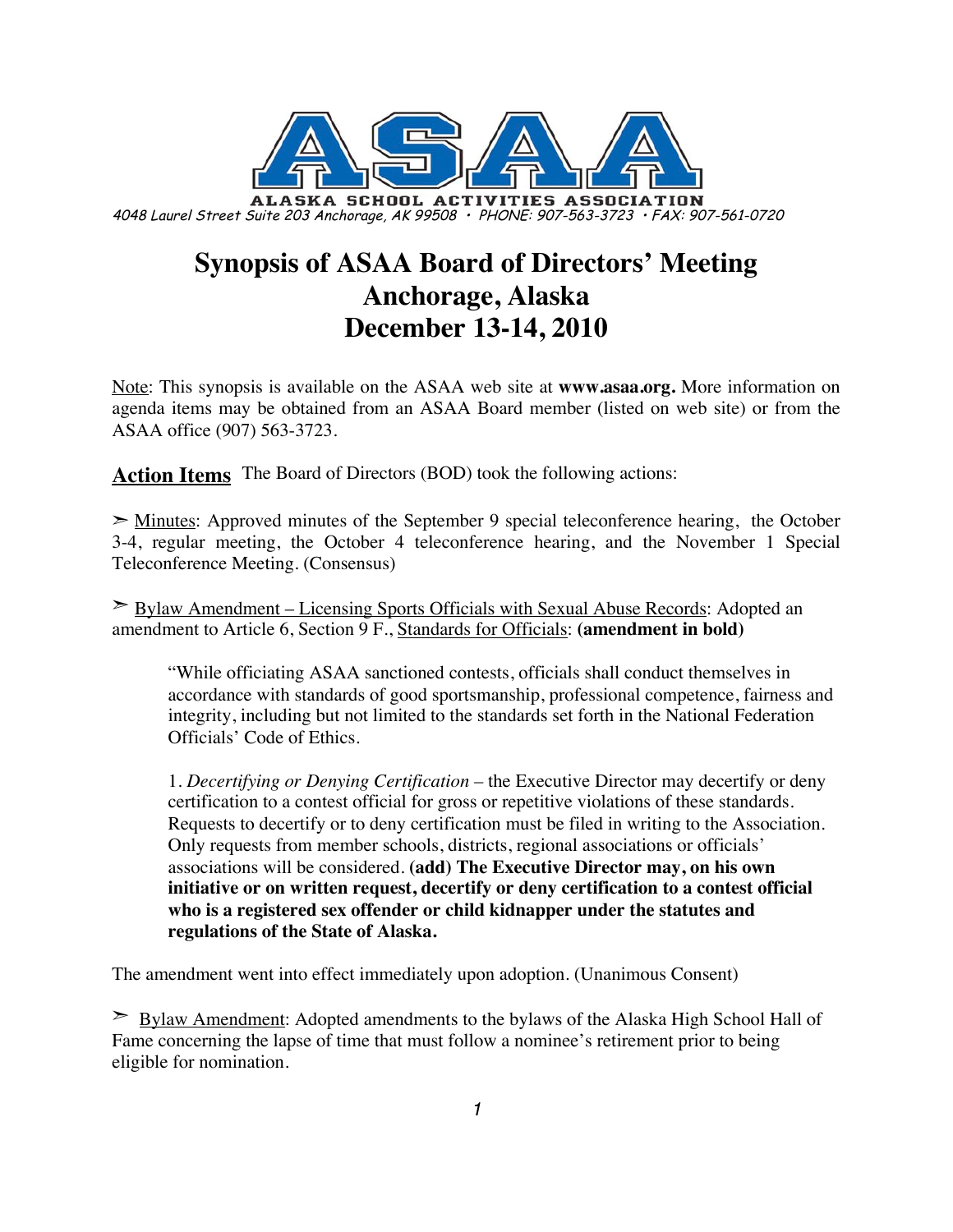ALASKA SCHOOL ACTIVITIES ASSOCIATION

4048 Laurel Street Suite 203 Anchorage, AK 99508 • PHONE: 907-563-3723 • FAX: 907-561-0720

# Synopsis of ASAA Board of Directors' Meeting
# Anchorage, Alaska
# December 13-14, 2010

Note: This synopsis is available on the ASAA web site at **www.asaa.org.** More information on agenda items may be obtained from an ASAA Board member (listed on web site) or from the ASAA office (907) 563-3723.

## Action Items

The Board of Directors (BOD) took the following actions:

➢ Minutes: Approved minutes of the September 9 special teleconference hearing, the October 3-4, regular meeting, the October 4 teleconference hearing, and the November 1 Special Teleconference Meeting. (Consensus)

➢ Bylaw Amendment – Licensing Sports Officials with Sexual Abuse Records: Adopted an amendment to Article 6, Section 9 F., Standards for Officials: **(amendment in bold)**

> "While officiating ASAA sanctioned contests, officials shall conduct themselves in accordance with standards of good sportsmanship, professional competence, fairness and integrity, including but not limited to the standards set forth in the National Federation Officials' Code of Ethics.
>
> 1. *Decertifying or Denying Certification* – the Executive Director may decertify or deny certification to a contest official for gross or repetitive violations of these standards. Requests to decertify or to deny certification must be filed in writing to the Association. Only requests from member schools, districts, regional associations or officials' associations will be considered. **(add) The Executive Director may, on his own initiative or on written request, decertify or deny certification to a contest official who is a registered sex offender or child kidnapper under the statutes and regulations of the State of Alaska.**

The amendment went into effect immediately upon adoption. (Unanimous Consent)

➢ Bylaw Amendment: Adopted amendments to the bylaws of the Alaska High School Hall of Fame concerning the lapse of time that must follow a nominee's retirement prior to being eligible for nomination.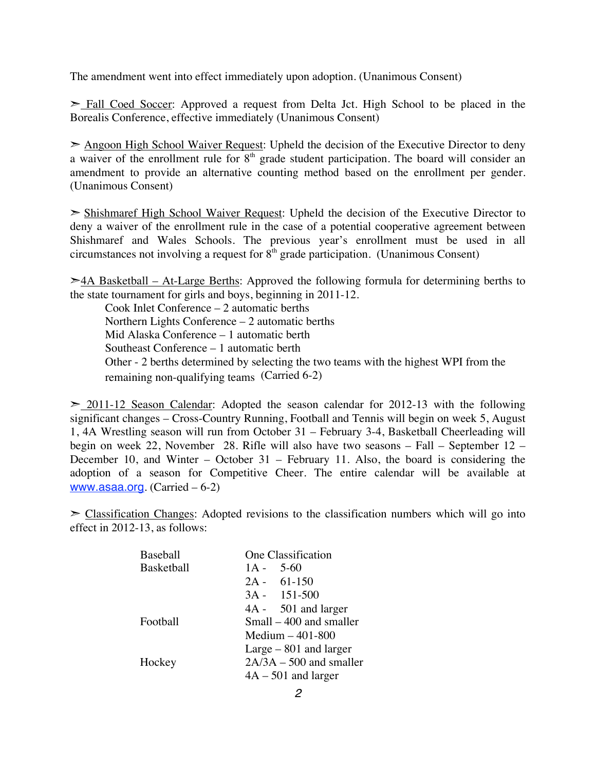The amendment went into effect immediately upon adoption. (Unanimous Consent)

➢ Fall Coed Soccer: Approved a request from Delta Jct. High School to be placed in the Borealis Conference, effective immediately (Unanimous Consent)

➢ Angoon High School Waiver Request: Upheld the decision of the Executive Director to deny a waiver of the enrollment rule for 8th grade student participation. The board will consider an amendment to provide an alternative counting method based on the enrollment per gender. (Unanimous Consent)

➢ Shishmaref High School Waiver Request: Upheld the decision of the Executive Director to deny a waiver of the enrollment rule in the case of a potential cooperative agreement between Shishmaref and Wales Schools. The previous year's enrollment must be used in all circumstances not involving a request for 8th grade participation. (Unanimous Consent)

➢ 4A Basketball – At-Large Berths: Approved the following formula for determining berths to the state tournament for girls and boys, beginning in 2011-12.

- Cook Inlet Conference – 2 automatic berths
- Northern Lights Conference – 2 automatic berths
- Mid Alaska Conference – 1 automatic berth
- Southeast Conference – 1 automatic berth
- Other - 2 berths determined by selecting the two teams with the highest WPI from the remaining non-qualifying teams (Carried 6-2)

➢ 2011-12 Season Calendar: Adopted the season calendar for 2012-13 with the following significant changes – Cross-Country Running, Football and Tennis will begin on week 5, August 1, 4A Wrestling season will run from October 31 – February 3-4, Basketball Cheerleading will begin on week 22, November 28. Rifle will also have two seasons – Fall – September 12 – December 10, and Winter – October 31 – February 11. Also, the board is considering the adoption of a season for Competitive Cheer. The entire calendar will be available at www.asaa.org. (Carried – 6-2)

➢ Classification Changes: Adopted revisions to the classification numbers which will go into effect in 2012-13, as follows:

| Sport | Classification |
|---|---|
| Baseball | One Classification |
| Basketball | 1A - 5-60 |
| | 2A - 61-150 |
| | 3A - 151-500 |
| | 4A - 501 and larger |
| Football | Small – 400 and smaller |
| | Medium – 401-800 |
| | Large – 801 and larger |
| Hockey | 2A/3A – 500 and smaller |
| | 4A – 501 and larger |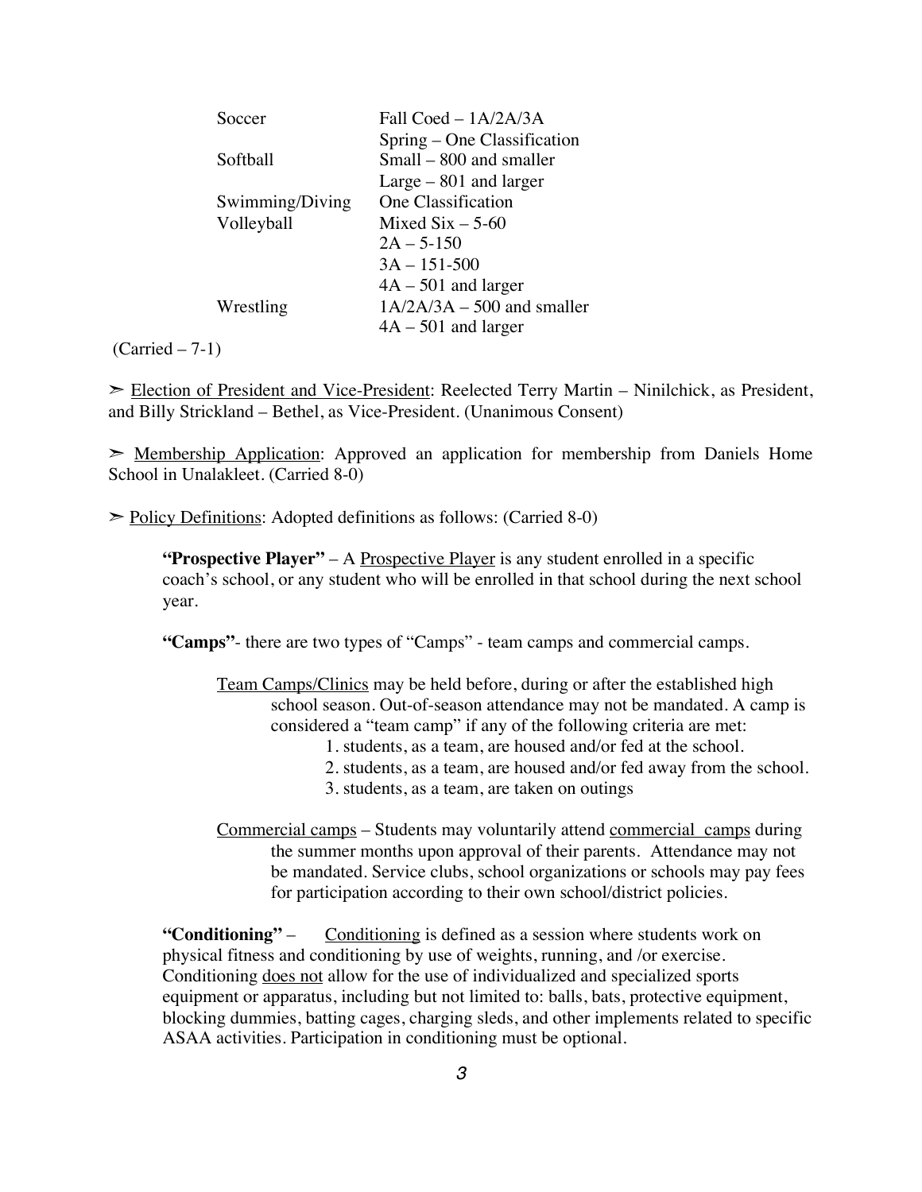| | |
|---|---|
| Soccer | Fall Coed – 1A/2A/3A |
| | Spring – One Classification |
| Softball | Small – 800 and smaller |
| | Large – 801 and larger |
| Swimming/Diving | One Classification |
| Volleyball | Mixed Six – 5-60 |
| | 2A – 5-150 |
| | 3A – 151-500 |
| | 4A – 501 and larger |
| Wrestling | 1A/2A/3A – 500 and smaller |
| | 4A – 501 and larger |

(Carried – 7-1)

➢ Election of President and Vice-President: Reelected Terry Martin – Ninilchick, as President, and Billy Strickland – Bethel, as Vice-President. (Unanimous Consent)

➢ Membership Application: Approved an application for membership from Daniels Home School in Unalakleet. (Carried 8-0)

➢ Policy Definitions: Adopted definitions as follows: (Carried 8-0)

> **"Prospective Player"** – A Prospective Player is any student enrolled in a specific coach's school, or any student who will be enrolled in that school during the next school year.
>
> **"Camps"**- there are two types of "Camps" - team camps and commercial camps.
>
> Team Camps/Clinics may be held before, during or after the established high school season. Out-of-season attendance may not be mandated. A camp is considered a "team camp" if any of the following criteria are met:
>
> 1. students, as a team, are housed and/or fed at the school.
> 2. students, as a team, are housed and/or fed away from the school.
> 3. students, as a team, are taken on outings
>
> Commercial camps – Students may voluntarily attend commercial camps during the summer months upon approval of their parents. Attendance may not be mandated. Service clubs, school organizations or schools may pay fees for participation according to their own school/district policies.
>
> **"Conditioning"** – Conditioning is defined as a session where students work on physical fitness and conditioning by use of weights, running, and /or exercise. Conditioning does not allow for the use of individualized and specialized sports equipment or apparatus, including but not limited to: balls, bats, protective equipment, blocking dummies, batting cages, charging sleds, and other implements related to specific ASAA activities. Participation in conditioning must be optional.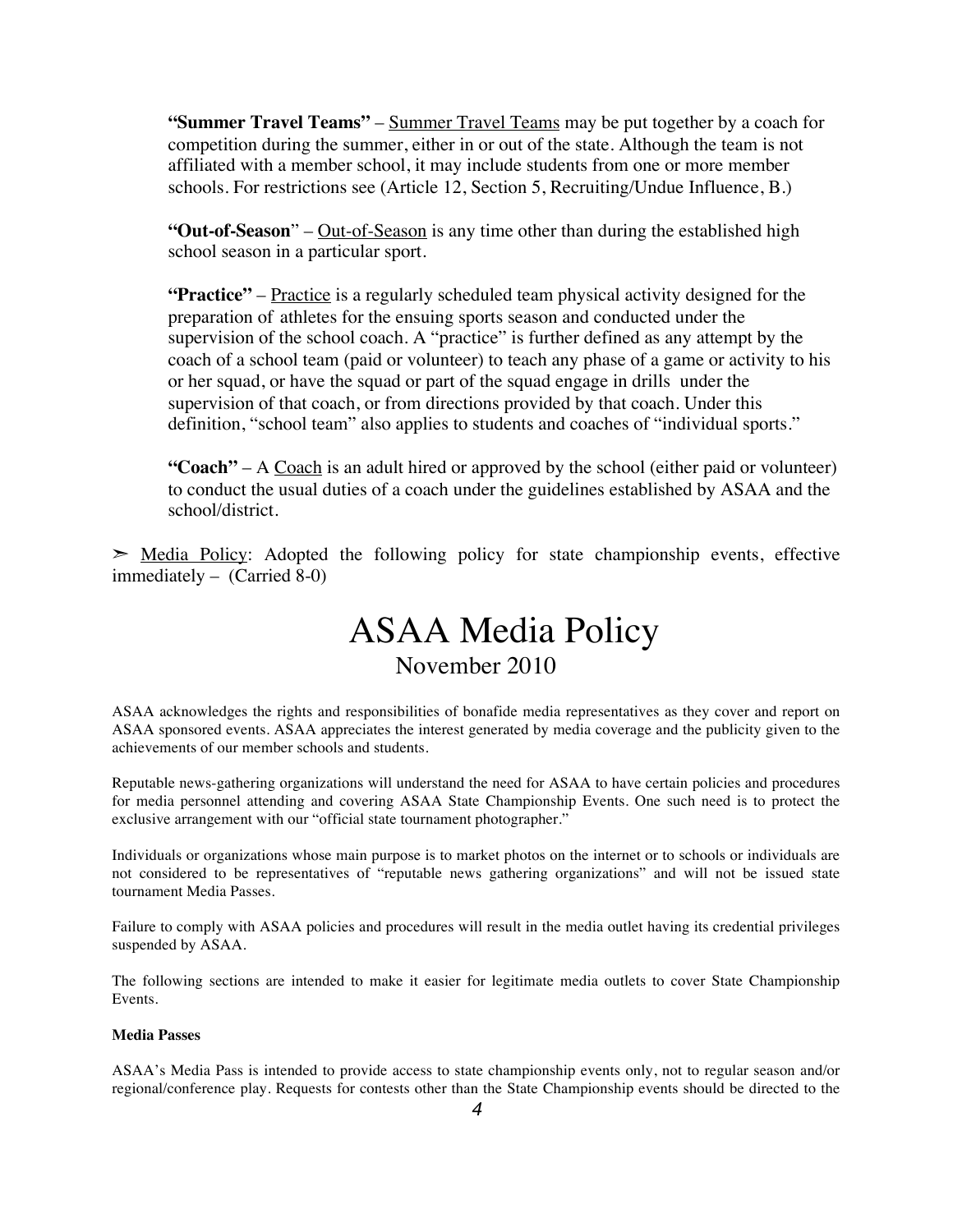**"Summer Travel Teams"** – Summer Travel Teams may be put together by a coach for competition during the summer, either in or out of the state. Although the team is not affiliated with a member school, it may include students from one or more member schools. For restrictions see (Article 12, Section 5, Recruiting/Undue Influence, B.)

**"Out-of-Season"** – Out-of-Season is any time other than during the established high school season in a particular sport.

**"Practice"** – Practice is a regularly scheduled team physical activity designed for the preparation of athletes for the ensuing sports season and conducted under the supervision of the school coach. A "practice" is further defined as any attempt by the coach of a school team (paid or volunteer) to teach any phase of a game or activity to his or her squad, or have the squad or part of the squad engage in drills under the supervision of that coach, or from directions provided by that coach. Under this definition, "school team" also applies to students and coaches of "individual sports."

**"Coach"** – A Coach is an adult hired or approved by the school (either paid or volunteer) to conduct the usual duties of a coach under the guidelines established by ASAA and the school/district.

➢ Media Policy: Adopted the following policy for state championship events, effective immediately – (Carried 8-0)

# ASAA Media Policy

November 2010

ASAA acknowledges the rights and responsibilities of bonafide media representatives as they cover and report on ASAA sponsored events. ASAA appreciates the interest generated by media coverage and the publicity given to the achievements of our member schools and students.

Reputable news-gathering organizations will understand the need for ASAA to have certain policies and procedures for media personnel attending and covering ASAA State Championship Events. One such need is to protect the exclusive arrangement with our "official state tournament photographer."

Individuals or organizations whose main purpose is to market photos on the internet or to schools or individuals are not considered to be representatives of "reputable news gathering organizations" and will not be issued state tournament Media Passes.

Failure to comply with ASAA policies and procedures will result in the media outlet having its credential privileges suspended by ASAA.

The following sections are intended to make it easier for legitimate media outlets to cover State Championship Events.

**Media Passes**

ASAA's Media Pass is intended to provide access to state championship events only, not to regular season and/or regional/conference play. Requests for contests other than the State Championship events should be directed to the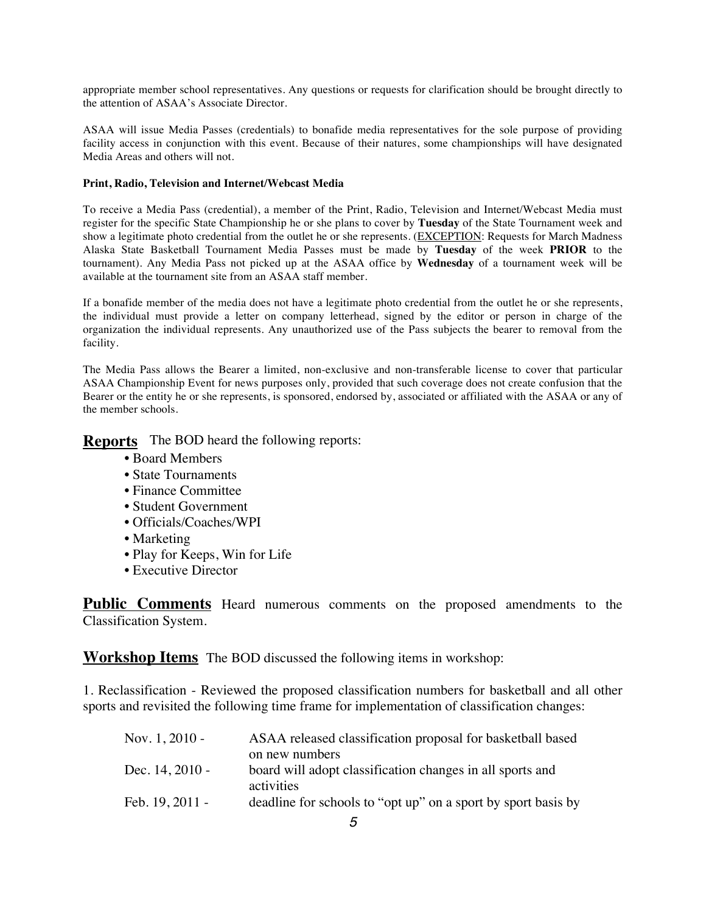appropriate member school representatives. Any questions or requests for clarification should be brought directly to the attention of ASAA's Associate Director.

ASAA will issue Media Passes (credentials) to bonafide media representatives for the sole purpose of providing facility access in conjunction with this event. Because of their natures, some championships will have designated Media Areas and others will not.

**Print, Radio, Television and Internet/Webcast Media**

To receive a Media Pass (credential), a member of the Print, Radio, Television and Internet/Webcast Media must register for the specific State Championship he or she plans to cover by **Tuesday** of the State Tournament week and show a legitimate photo credential from the outlet he or she represents. (<u>EXCEPTION</u>: Requests for March Madness Alaska State Basketball Tournament Media Passes must be made by **Tuesday** of the week **PRIOR** to the tournament). Any Media Pass not picked up at the ASAA office by **Wednesday** of a tournament week will be available at the tournament site from an ASAA staff member.

If a bonafide member of the media does not have a legitimate photo credential from the outlet he or she represents, the individual must provide a letter on company letterhead, signed by the editor or person in charge of the organization the individual represents. Any unauthorized use of the Pass subjects the bearer to removal from the facility.

The Media Pass allows the Bearer a limited, non-exclusive and non-transferable license to cover that particular ASAA Championship Event for news purposes only, provided that such coverage does not create confusion that the Bearer or the entity he or she represents, is sponsored, endorsed by, associated or affiliated with the ASAA or any of the member schools.

**<u>Reports</u>** The BOD heard the following reports:

- Board Members
- State Tournaments
- Finance Committee
- Student Government
- Officials/Coaches/WPI
- Marketing
- Play for Keeps, Win for Life
- Executive Director

**<u>Public Comments</u>** Heard numerous comments on the proposed amendments to the Classification System.

**<u>Workshop Items</u>** The BOD discussed the following items in workshop:

1. Reclassification - Reviewed the proposed classification numbers for basketball and all other sports and revisited the following time frame for implementation of classification changes:

| | |
|---|---|
| Nov. 1, 2010 - | ASAA released classification proposal for basketball based on new numbers |
| Dec. 14, 2010 - | board will adopt classification changes in all sports and activities |
| Feb. 19, 2011 - | deadline for schools to "opt up" on a sport by sport basis by |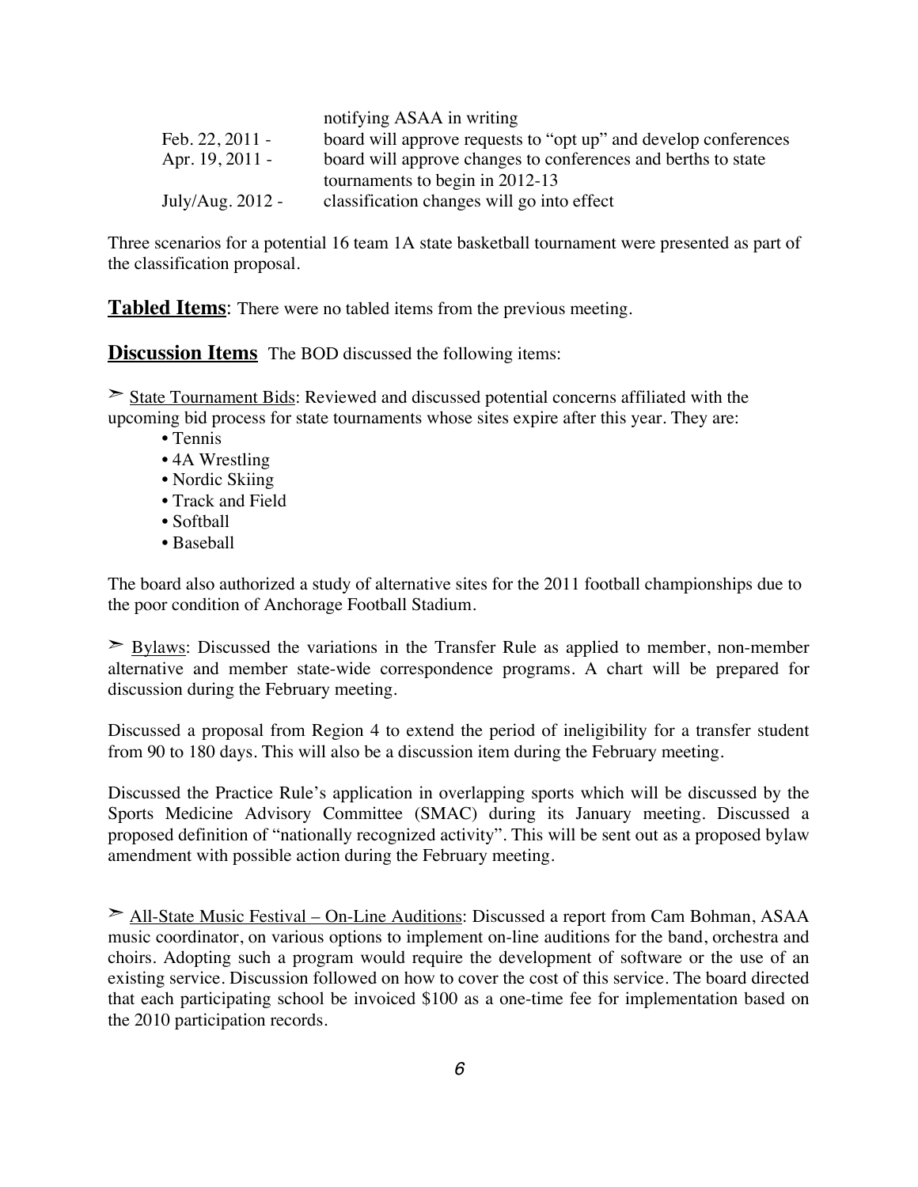| | |
|---|---|
| | notifying ASAA in writing |
| Feb. 22, 2011 - | board will approve requests to "opt up" and develop conferences |
| Apr. 19, 2011 - | board will approve changes to conferences and berths to state tournaments to begin in 2012-13 |
| July/Aug. 2012 - | classification changes will go into effect |

Three scenarios for a potential 16 team 1A state basketball tournament were presented as part of the classification proposal.

**Tabled Items**: There were no tabled items from the previous meeting.

**Discussion Items** The BOD discussed the following items:

➢ State Tournament Bids: Reviewed and discussed potential concerns affiliated with the upcoming bid process for state tournaments whose sites expire after this year. They are:

- Tennis
- 4A Wrestling
- Nordic Skiing
- Track and Field
- Softball
- Baseball

The board also authorized a study of alternative sites for the 2011 football championships due to the poor condition of Anchorage Football Stadium.

➢ Bylaws: Discussed the variations in the Transfer Rule as applied to member, non-member alternative and member state-wide correspondence programs. A chart will be prepared for discussion during the February meeting.

Discussed a proposal from Region 4 to extend the period of ineligibility for a transfer student from 90 to 180 days. This will also be a discussion item during the February meeting.

Discussed the Practice Rule's application in overlapping sports which will be discussed by the Sports Medicine Advisory Committee (SMAC) during its January meeting. Discussed a proposed definition of "nationally recognized activity". This will be sent out as a proposed bylaw amendment with possible action during the February meeting.

➢ All-State Music Festival – On-Line Auditions: Discussed a report from Cam Bohman, ASAA music coordinator, on various options to implement on-line auditions for the band, orchestra and choirs. Adopting such a program would require the development of software or the use of an existing service. Discussion followed on how to cover the cost of this service. The board directed that each participating school be invoiced $100 as a one-time fee for implementation based on the 2010 participation records.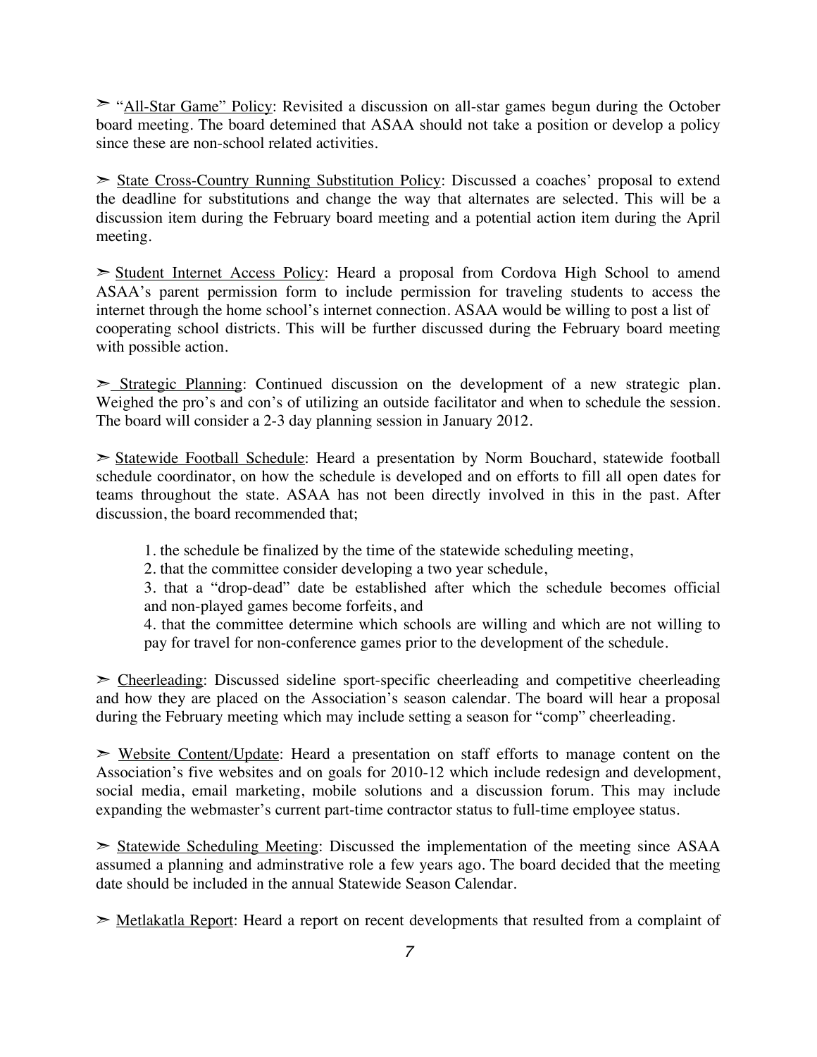➣ "<u>All-Star Game" Policy</u>: Revisited a discussion on all-star games begun during the October board meeting. The board detemined that ASAA should not take a position or develop a policy since these are non-school related activities.

➣ <u>State Cross-Country Running Substitution Policy</u>: Discussed a coaches' proposal to extend the deadline for substitutions and change the way that alternates are selected. This will be a discussion item during the February board meeting and a potential action item during the April meeting.

➣ <u>Student Internet Access Policy</u>: Heard a proposal from Cordova High School to amend ASAA's parent permission form to include permission for traveling students to access the internet through the home school's internet connection. ASAA would be willing to post a list of cooperating school districts. This will be further discussed during the February board meeting with possible action.

➣ <u>Strategic Planning</u>: Continued discussion on the development of a new strategic plan. Weighed the pro's and con's of utilizing an outside facilitator and when to schedule the session. The board will consider a 2-3 day planning session in January 2012.

➣ <u>Statewide Football Schedule</u>: Heard a presentation by Norm Bouchard, statewide football schedule coordinator, on how the schedule is developed and on efforts to fill all open dates for teams throughout the state. ASAA has not been directly involved in this in the past. After discussion, the board recommended that;

1. the schedule be finalized by the time of the statewide scheduling meeting,
2. that the committee consider developing a two year schedule,
3. that a "drop-dead" date be established after which the schedule becomes official and non-played games become forfeits, and
4. that the committee determine which schools are willing and which are not willing to pay for travel for non-conference games prior to the development of the schedule.

➣ <u>Cheerleading</u>: Discussed sideline sport-specific cheerleading and competitive cheerleading and how they are placed on the Association's season calendar. The board will hear a proposal during the February meeting which may include setting a season for "comp" cheerleading.

➣ <u>Website Content/Update</u>: Heard a presentation on staff efforts to manage content on the Association's five websites and on goals for 2010-12 which include redesign and development, social media, email marketing, mobile solutions and a discussion forum. This may include expanding the webmaster's current part-time contractor status to full-time employee status.

➣ <u>Statewide Scheduling Meeting</u>: Discussed the implementation of the meeting since ASAA assumed a planning and adminstrative role a few years ago. The board decided that the meeting date should be included in the annual Statewide Season Calendar.

➣ <u>Metlakatla Report</u>: Heard a report on recent developments that resulted from a complaint of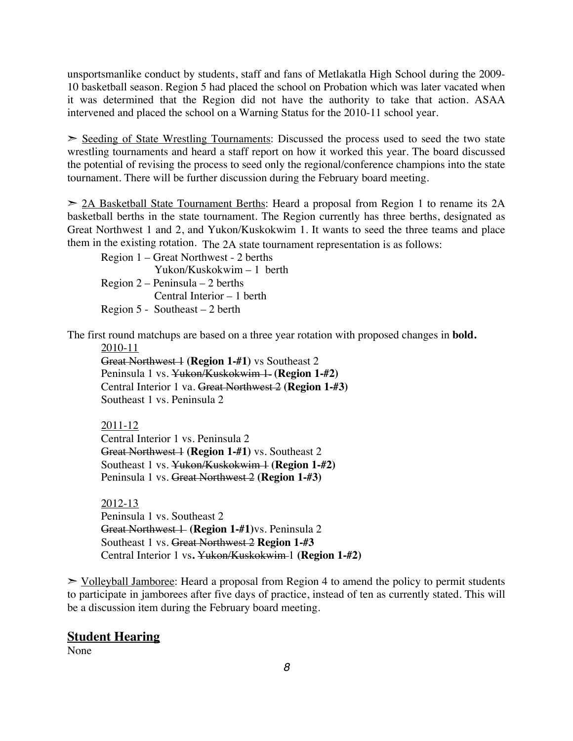unsportsmanlike conduct by students, staff and fans of Metlakatla High School during the 2009-10 basketball season. Region 5 had placed the school on Probation which was later vacated when it was determined that the Region did not have the authority to take that action. ASAA intervened and placed the school on a Warning Status for the 2010-11 school year.

➢ <u>Seeding of State Wrestling Tournaments</u>: Discussed the process used to seed the two state wrestling tournaments and heard a staff report on how it worked this year. The board discussed the potential of revising the process to seed only the regional/conference champions into the state tournament. There will be further discussion during the February board meeting.

➢ <u>2A Basketball State Tournament Berths</u>: Heard a proposal from Region 1 to rename its 2A basketball berths in the state tournament. The Region currently has three berths, designated as Great Northwest 1 and 2, and Yukon/Kuskokwim 1. It wants to seed the three teams and place them in the existing rotation. The 2A state tournament representation is as follows:

Region 1 – Great Northwest - 2 berths
Yukon/Kuskokwim – 1 berth
Region 2 – Peninsula – 2 berths
Central Interior – 1 berth
Region 5 - Southeast – 2 berth

The first round matchups are based on a three year rotation with proposed changes in **bold.**

<u>2010-11</u>
~~Great Northwest 1~~ **(Region 1-#1)** vs Southeast 2
Peninsula 1 vs. ~~Yukon/Kuskokwim 1~~ **(Region 1-#2)**
Central Interior 1 va. ~~Great Northwest 2~~ **(Region 1-#3)**
Southeast 1 vs. Peninsula 2

<u>2011-12</u>
Central Interior 1 vs. Peninsula 2
~~Great Northwest 1~~ **(Region 1-#1)** vs. Southeast 2
Southeast 1 vs. ~~Yukon/Kuskokwim 1~~ **(Region 1-#2)**
Peninsula 1 vs. ~~Great Northwest 2~~ **(Region 1-#3)**

<u>2012-13</u>
Peninsula 1 vs. Southeast 2
~~Great Northwest 1~~ **(Region 1-#1)**vs. Peninsula 2
Southeast 1 vs. ~~Great Northwest 2~~ **Region 1-#3**
Central Interior 1 vs**.** ~~Yukon/Kuskokwim~~ 1 **(Region 1-#2)**

➢ <u>Volleyball Jamboree</u>: Heard a proposal from Region 4 to amend the policy to permit students to participate in jamborees after five days of practice, instead of ten as currently stated. This will be a discussion item during the February board meeting.

## Student Hearing

None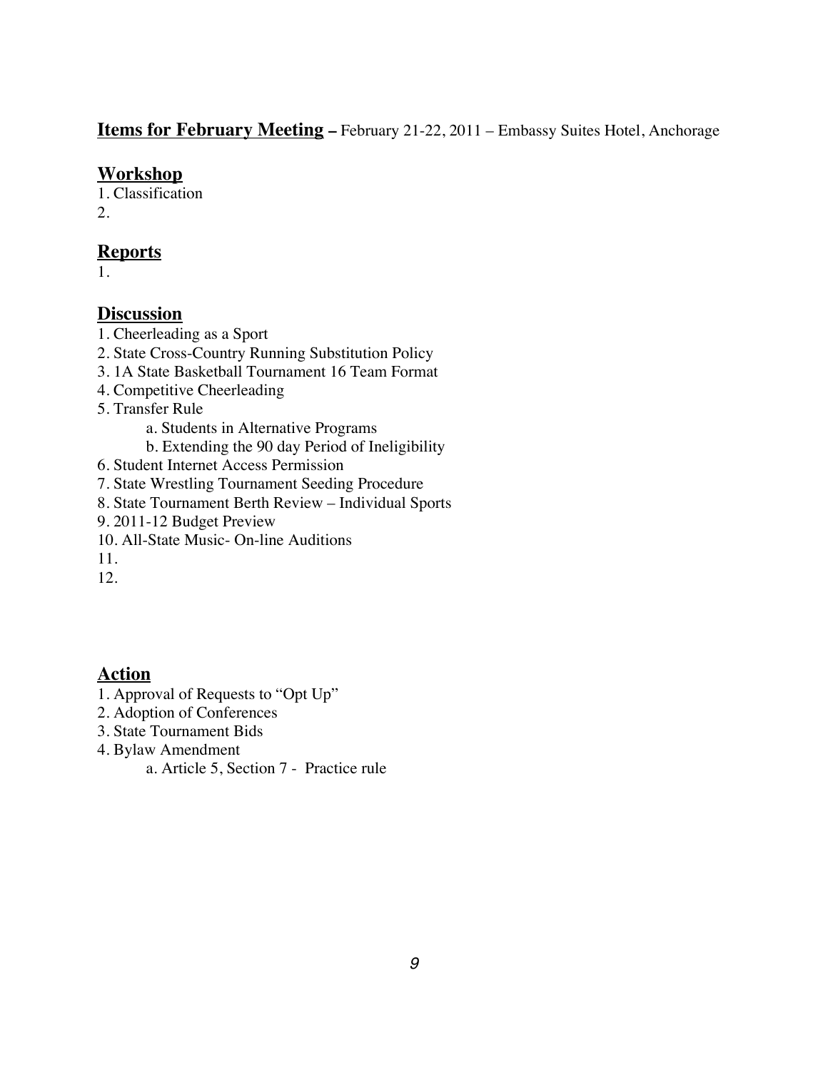**Items for February Meeting** – February 21-22, 2011 – Embassy Suites Hotel, Anchorage

## Workshop

1. Classification
2.

## Reports

1.

## Discussion

1. Cheerleading as a Sport
2. State Cross-Country Running Substitution Policy
3. 1A State Basketball Tournament 16 Team Format
4. Competitive Cheerleading
5. Transfer Rule
   - a. Students in Alternative Programs
   - b. Extending the 90 day Period of Ineligibility
6. Student Internet Access Permission
7. State Wrestling Tournament Seeding Procedure
8. State Tournament Berth Review – Individual Sports
9. 2011-12 Budget Preview
10. All-State Music- On-line Auditions
11.
12.

## Action

1. Approval of Requests to "Opt Up"
2. Adoption of Conferences
3. State Tournament Bids
4. Bylaw Amendment
   - a. Article 5, Section 7 - Practice rule